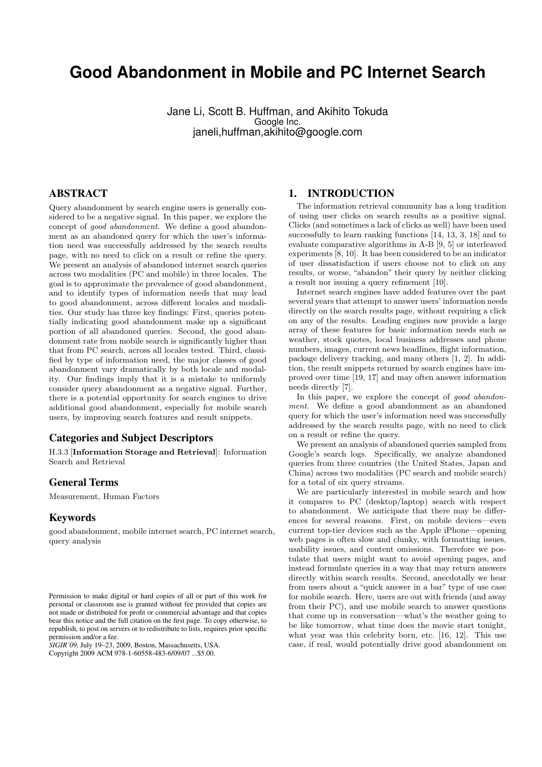# Good Abandonment in Mobile and PC Internet Search

Jane Li, Scott B. Huffman, and Akihito Tokuda
Google Inc.
janeli,huffman,akihito@google.com

## ABSTRACT

Query abandonment by search engine users is generally considered to be a negative signal. In this paper, we explore the concept of *good abandonment*. We define a good abandonment as an abandoned query for which the user's information need was successfully addressed by the search results page, with no need to click on a result or refine the query. We present an analysis of abandoned internet search queries across two modalities (PC and mobile) in three locales. The goal is to approximate the prevalence of good abandonment, and to identify types of information needs that may lead to good abandonment, across different locales and modalities. Our study has three key findings: First, queries potentially indicating good abandonment make up a significant portion of all abandoned queries. Second, the good abandonment rate from mobile search is significantly higher than that from PC search, across all locales tested. Third, classified by type of information need, the major classes of good abandonment vary dramatically by both locale and modality. Our findings imply that it is a mistake to uniformly consider query abandonment as a negative signal. Further, there is a potential opportunity for search engines to drive additional good abandonment, especially for mobile search users, by improving search features and result snippets.

### Categories and Subject Descriptors

H.3.3 [**Information Storage and Retrieval**]: Information Search and Retrieval

### General Terms

Measurement, Human Factors

### Keywords

good abandonment, mobile internet search, PC internet search, query analysis

Permission to make digital or hard copies of all or part of this work for personal or classroom use is granted without fee provided that copies are not made or distributed for profit or commercial advantage and that copies bear this notice and the full citation on the first page. To copy otherwise, to republish, to post on servers or to redistribute to lists, requires prior specific permission and/or a fee.
*SIGIR'09,* July 19–23, 2009, Boston, Massachusetts, USA.
Copyright 2009 ACM 978-1-60558-483-6/09/07 ...$5.00.

## 1. INTRODUCTION

The information retrieval community has a long tradition of using user clicks on search results as a positive signal. Clicks (and sometimes a lack of clicks as well) have been used successfully to learn ranking functions [14, 13, 3, 18] and to evaluate comparative algorithms in A-B [9, 5] or interleaved experiments [8, 10]. It has been considered to be an indicator of user dissatisfaction if users choose not to click on any results, or worse, "abandon" their query by neither clicking a result nor issuing a query refinement [10].

Internet search engines have added features over the past several years that attempt to answer users' information needs directly on the search results page, without requiring a click on any of the results. Leading engines now provide a large array of these features for basic information needs such as weather, stock quotes, local business addresses and phone numbers, images, current news headlines, flight information, package delivery tracking, and many others [1, 2]. In addition, the result snippets returned by search engines have improved over time [19, 17] and may often answer information needs directly [7].

In this paper, we explore the concept of *good abandonment*. We define a good abandonment as an abandoned query for which the user's information need was successfully addressed by the search results page, with no need to click on a result or refine the query.

We present an analysis of abandoned queries sampled from Google's search logs. Specifically, we analyze abandoned queries from three countries (the United States, Japan and China) across two modalities (PC search and mobile search) for a total of six query streams.

We are particularly interested in mobile search and how it compares to PC (desktop/laptop) search with respect to abandonment. We anticipate that there may be differences for several reasons. First, on mobile devices—even current top-tier devices such as the Apple iPhone—opening web pages is often slow and clunky, with formatting issues, usability issues, and content omissions. Therefore we postulate that users might want to avoid opening pages, and instead formulate queries in a way that may return answers directly within search results. Second, anecdotally we hear from users about a "quick answer in a bar" type of use case for mobile search. Here, users are out with friends (and away from their PC), and use mobile search to answer questions that come up in conversation—what's the weather going to be like tomorrow, what time does the movie start tonight, what year was this celebrity born, etc. [16, 12]. This use case, if real, would potentially drive good abandonment on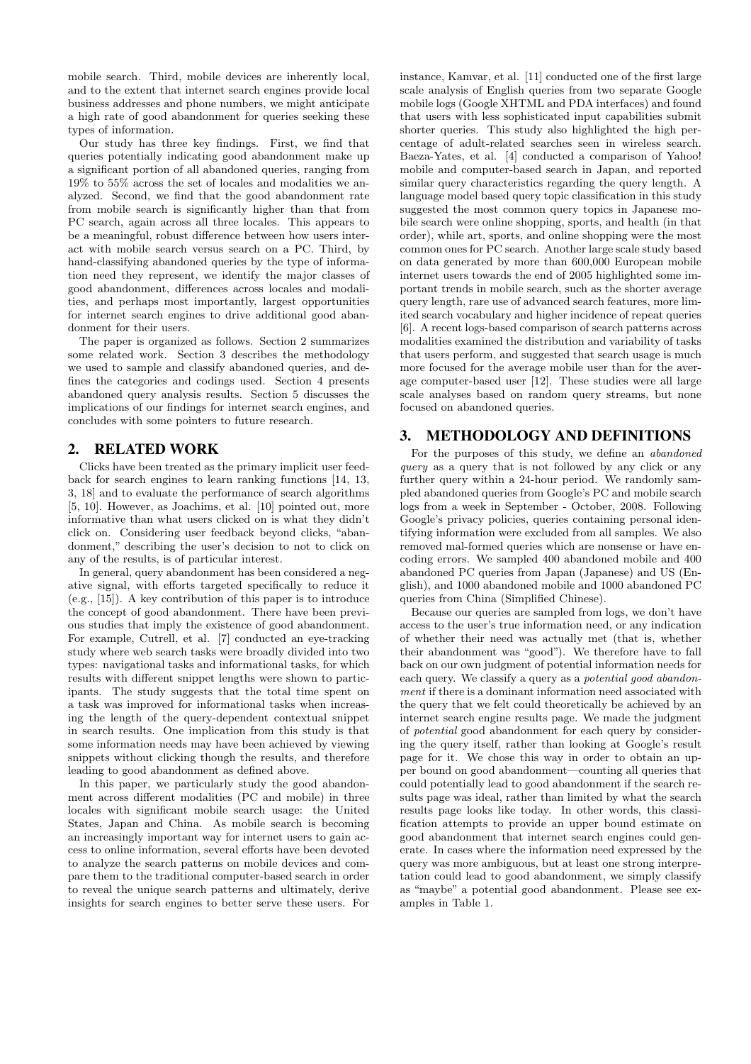mobile search. Third, mobile devices are inherently local, and to the extent that internet search engines provide local business addresses and phone numbers, we might anticipate a high rate of good abandonment for queries seeking these types of information.

Our study has three key findings. First, we find that queries potentially indicating good abandonment make up a significant portion of all abandoned queries, ranging from 19% to 55% across the set of locales and modalities we analyzed. Second, we find that the good abandonment rate from mobile search is significantly higher than that from PC search, again across all three locales. This appears to be a meaningful, robust difference between how users interact with mobile search versus search on a PC. Third, by hand-classifying abandoned queries by the type of information need they represent, we identify the major classes of good abandonment, differences across locales and modalities, and perhaps most importantly, largest opportunities for internet search engines to drive additional good abandonment for their users.

The paper is organized as follows. Section 2 summarizes some related work. Section 3 describes the methodology we used to sample and classify abandoned queries, and defines the categories and codings used. Section 4 presents abandoned query analysis results. Section 5 discusses the implications of our findings for internet search engines, and concludes with some pointers to future research.

## 2. RELATED WORK

Clicks have been treated as the primary implicit user feedback for search engines to learn ranking functions [14, 13, 3, 18] and to evaluate the performance of search algorithms [5, 10]. However, as Joachims, et al. [10] pointed out, more informative than what users clicked on is what they didn't click on. Considering user feedback beyond clicks, "abandonment," describing the user's decision to not to click on any of the results, is of particular interest.

In general, query abandonment has been considered a negative signal, with efforts targeted specifically to reduce it (e.g., [15]). A key contribution of this paper is to introduce the concept of good abandonment. There have been previous studies that imply the existence of good abandonment. For example, Cutrell, et al. [7] conducted an eye-tracking study where web search tasks were broadly divided into two types: navigational tasks and informational tasks, for which results with different snippet lengths were shown to participants. The study suggests that the total time spent on a task was improved for informational tasks when increasing the length of the query-dependent contextual snippet in search results. One implication from this study is that some information needs may have been achieved by viewing snippets without clicking though the results, and therefore leading to good abandonment as defined above.

In this paper, we particularly study the good abandonment across different modalities (PC and mobile) in three locales with significant mobile search usage: the United States, Japan and China. As mobile search is becoming an increasingly important way for internet users to gain access to online information, several efforts have been devoted to analyze the search patterns on mobile devices and compare them to the traditional computer-based search in order to reveal the unique search patterns and ultimately, derive insights for search engines to better serve these users. For instance, Kamvar, et al. [11] conducted one of the first large scale analysis of English queries from two separate Google mobile logs (Google XHTML and PDA interfaces) and found that users with less sophisticated input capabilities submit shorter queries. This study also highlighted the high percentage of adult-related searches seen in wireless search. Baeza-Yates, et al. [4] conducted a comparison of Yahoo! mobile and computer-based search in Japan, and reported similar query characteristics regarding the query length. A language model based query topic classification in this study suggested the most common query topics in Japanese mobile search were online shopping, sports, and health (in that order), while art, sports, and online shopping were the most common ones for PC search. Another large scale study based on data generated by more than 600,000 European mobile internet users towards the end of 2005 highlighted some important trends in mobile search, such as the shorter average query length, rare use of advanced search features, more limited search vocabulary and higher incidence of repeat queries [6]. A recent logs-based comparison of search patterns across modalities examined the distribution and variability of tasks that users perform, and suggested that search usage is much more focused for the average mobile user than for the average computer-based user [12]. These studies were all large scale analyses based on random query streams, but none focused on abandoned queries.

## 3. METHODOLOGY AND DEFINITIONS

For the purposes of this study, we define an *abandoned query* as a query that is not followed by any click or any further query within a 24-hour period. We randomly sampled abandoned queries from Google's PC and mobile search logs from a week in September - October, 2008. Following Google's privacy policies, queries containing personal identifying information were excluded from all samples. We also removed mal-formed queries which are nonsense or have encoding errors. We sampled 400 abandoned mobile and 400 abandoned PC queries from Japan (Japanese) and US (English), and 1000 abandoned mobile and 1000 abandoned PC queries from China (Simplified Chinese).

Because our queries are sampled from logs, we don't have access to the user's true information need, or any indication of whether their need was actually met (that is, whether their abandonment was "good"). We therefore have to fall back on our own judgment of potential information needs for each query. We classify a query as a *potential good abandonment* if there is a dominant information need associated with the query that we felt could theoretically be achieved by an internet search engine results page. We made the judgment of *potential* good abandonment for each query by considering the query itself, rather than looking at Google's result page for it. We chose this way in order to obtain an upper bound on good abandonment—counting all queries that could potentially lead to good abandonment if the search results page was ideal, rather than limited by what the search results page looks like today. In other words, this classification attempts to provide an upper bound estimate on good abandonment that internet search engines could generate. In cases where the information need expressed by the query was more ambiguous, but at least one strong interpretation could lead to good abandonment, we simply classify as "maybe" a potential good abandonment. Please see examples in Table 1.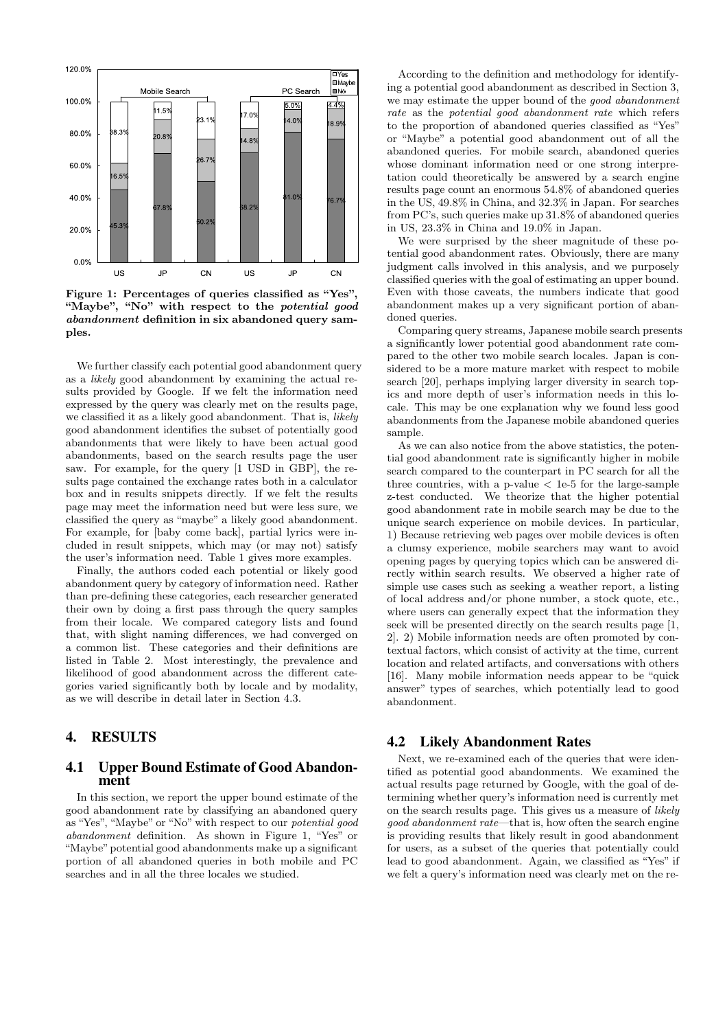Figure 1: Percentages of queries classified as "Yes", "Maybe", "No" with respect to the *potential good abandonment* definition in six abandoned query samples.

We further classify each potential good abandonment query as a *likely* good abandonment by examining the actual results provided by Google. If we felt the information need expressed by the query was clearly met on the results page, we classified it as a likely good abandonment. That is, *likely* good abandonment identifies the subset of potentially good abandonments that were likely to have been actual good abandonments, based on the search results page the user saw. For example, for the query [1 USD in GBP], the results page contained the exchange rates both in a calculator box and in results snippets directly. If we felt the results page may meet the information need but were less sure, we classified the query as "maybe" a likely good abandonment. For example, for [baby come back], partial lyrics were included in result snippets, which may (or may not) satisfy the user's information need. Table 1 gives more examples.

Finally, the authors coded each potential or likely good abandonment query by category of information need. Rather than pre-defining these categories, each researcher generated their own by doing a first pass through the query samples from their locale. We compared category lists and found that, with slight naming differences, we had converged on a common list. These categories and their definitions are listed in Table 2. Most interestingly, the prevalence and likelihood of good abandonment across the different categories varied significantly both by locale and by modality, as we will describe in detail later in Section 4.3.

# 4. RESULTS

## 4.1 Upper Bound Estimate of Good Abandonment

In this section, we report the upper bound estimate of the good abandonment rate by classifying an abandoned query as "Yes", "Maybe" or "No" with respect to our *potential good abandonment* definition. As shown in Figure 1, "Yes" or "Maybe" potential good abandonments make up a significant portion of all abandoned queries in both mobile and PC searches and in all the three locales we studied.

According to the definition and methodology for identifying a potential good abandonment as described in Section 3, we may estimate the upper bound of the *good abandonment rate* as the *potential good abandonment rate* which refers to the proportion of abandoned queries classified as "Yes" or "Maybe" a potential good abandonment out of all the abandoned queries. For mobile search, abandoned queries whose dominant information need or one strong interpretation could theoretically be answered by a search engine results page count an enormous 54.8% of abandoned queries in the US, 49.8% in China, and 32.3% in Japan. For searches from PC's, such queries make up 31.8% of abandoned queries in US, 23.3% in China and 19.0% in Japan.

We were surprised by the sheer magnitude of these potential good abandonment rates. Obviously, there are many judgment calls involved in this analysis, and we purposely classified queries with the goal of estimating an upper bound. Even with those caveats, the numbers indicate that good abandonment makes up a very significant portion of abandoned queries.

Comparing query streams, Japanese mobile search presents a significantly lower potential good abandonment rate compared to the other two mobile search locales. Japan is considered to be a more mature market with respect to mobile search [20], perhaps implying larger diversity in search topics and more depth of user's information needs in this locale. This may be one explanation why we found less good abandonments from the Japanese mobile abandoned queries sample.

As we can also notice from the above statistics, the potential good abandonment rate is significantly higher in mobile search compared to the counterpart in PC search for all the three countries, with a p-value $< 1e\text{-}5$ for the large-sample z-test conducted. We theorize that the higher potential good abandonment rate in mobile search may be due to the unique search experience on mobile devices. In particular, 1) Because retrieving web pages over mobile devices is often a clumsy experience, mobile searchers may want to avoid opening pages by querying topics which can be answered directly within search results. We observed a higher rate of simple use cases such as seeking a weather report, a listing of local address and/or phone number, a stock quote, etc., where users can generally expect that the information they seek will be presented directly on the search results page [1, 2]. 2) Mobile information needs are often promoted by contextual factors, which consist of activity at the time, current location and related artifacts, and conversations with others [16]. Many mobile information needs appear to be "quick answer" types of searches, which potentially lead to good abandonment.

## 4.2 Likely Abandonment Rates

Next, we re-examined each of the queries that were identified as potential good abandonments. We examined the actual results page returned by Google, with the goal of determining whether query's information need is currently met on the search results page. This gives us a measure of *likely good abandonment rate*—that is, how often the search engine is providing results that likely result in good abandonment for users, as a subset of the queries that potentially could lead to good abandonment. Again, we classified as "Yes" if we felt a query's information need was clearly met on the re-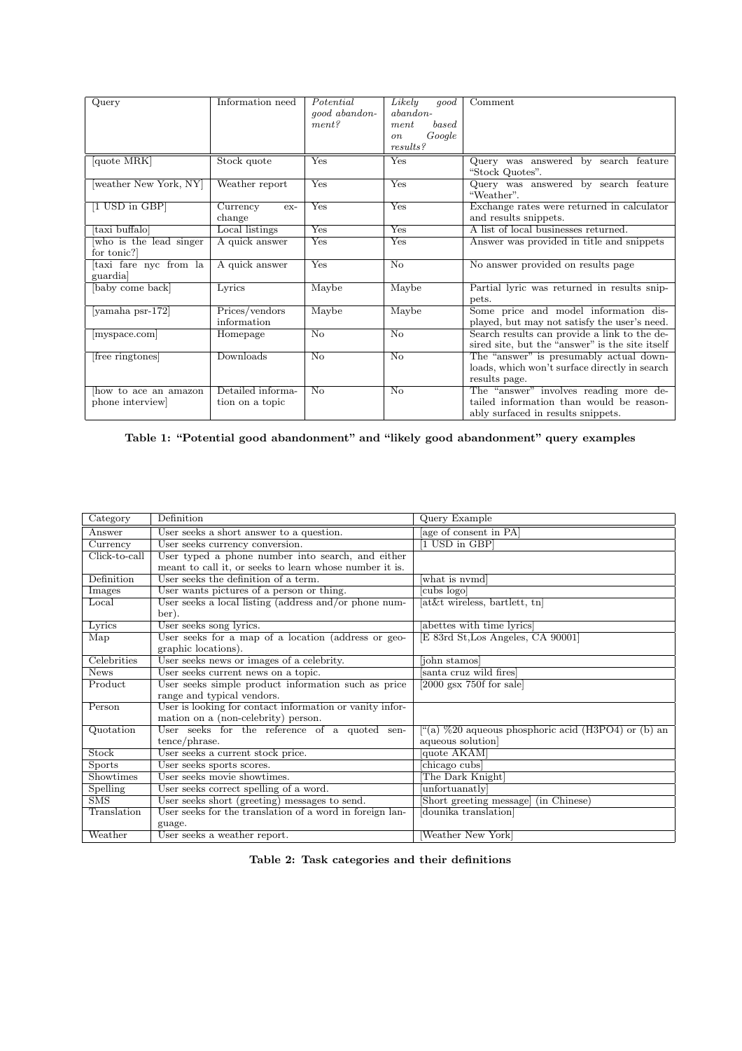| Query | Information need | *Potential good abandonment?* | *Likely good abandonment based on Google results?* | Comment |
|---|---|---|---|---|
| [quote MRK] | Stock quote | Yes | Yes | Query was answered by search feature "Stock Quotes". |
| [weather New York, NY] | Weather report | Yes | Yes | Query was answered by search feature "Weather". |
| [1 USD in GBP] | Currency exchange | Yes | Yes | Exchange rates were returned in calculator and results snippets. |
| [taxi buffalo] | Local listings | Yes | Yes | A list of local businesses returned. |
| [who is the lead singer for tonic?] | A quick answer | Yes | Yes | Answer was provided in title and snippets |
| [taxi fare nyc from la guardia] | A quick answer | Yes | No | No answer provided on results page |
| [baby come back] | Lyrics | Maybe | Maybe | Partial lyric was returned in results snippets. |
| [yamaha psr-172] | Prices/vendors information | Maybe | Maybe | Some price and model information displayed, but may not satisfy the user's need. |
| [myspace.com] | Homepage | No | No | Search results can provide a link to the desired site, but the "answer" is the site itself |
| [free ringtones] | Downloads | No | No | The "answer" is presumably actual downloads, which won't surface directly in search results page. |
| [how to ace an amazon phone interview] | Detailed information on a topic | No | No | The "answer" involves reading more detailed information than would be reasonably surfaced in results snippets. |

**Table 1: "Potential good abandonment" and "likely good abandonment" query examples**

| Category | Definition | Query Example |
|---|---|---|
| Answer | User seeks a short answer to a question. | [age of consent in PA] |
| Currency | User seeks currency conversion. | [1 USD in GBP] |
| Click-to-call | User typed a phone number into search, and either meant to call it, or seeks to learn whose number it is. | |
| Definition | User seeks the definition of a term. | [what is nvmd] |
| Images | User wants pictures of a person or thing. | [cubs logo] |
| Local | User seeks a local listing (address and/or phone number). | [at&t wireless, bartlett, tn] |
| Lyrics | User seeks song lyrics. | [abettes with time lyrics] |
| Map | User seeks for a map of a location (address or geographic locations). | [E 83rd St,Los Angeles, CA 90001] |
| Celebrities | User seeks news or images of a celebrity. | [john stamos] |
| News | User seeks current news on a topic. | [santa cruz wild fires] |
| Product | User seeks simple product information such as price range and typical vendors. | [2000 gsx 750f for sale] |
| Person | User is looking for contact information or vanity information on a (non-celebrity) person. | |
| Quotation | User seeks for the reference of a quoted sentence/phrase. | ["(a) %20 aqueous phosphoric acid (H3PO4) or (b) an aqueous solution] |
| Stock | User seeks a current stock price. | [quote AKAM] |
| Sports | User seeks sports scores. | [chicago cubs] |
| Showtimes | User seeks movie showtimes. | [The Dark Knight] |
| Spelling | User seeks correct spelling of a word. | [unfortuanatly] |
| SMS | User seeks short (greeting) messages to send. | [Short greeting message] (in Chinese) |
| Translation | User seeks for the translation of a word in foreign language. | [dounika translation] |
| Weather | User seeks a weather report. | [Weather New York] |

**Table 2: Task categories and their definitions**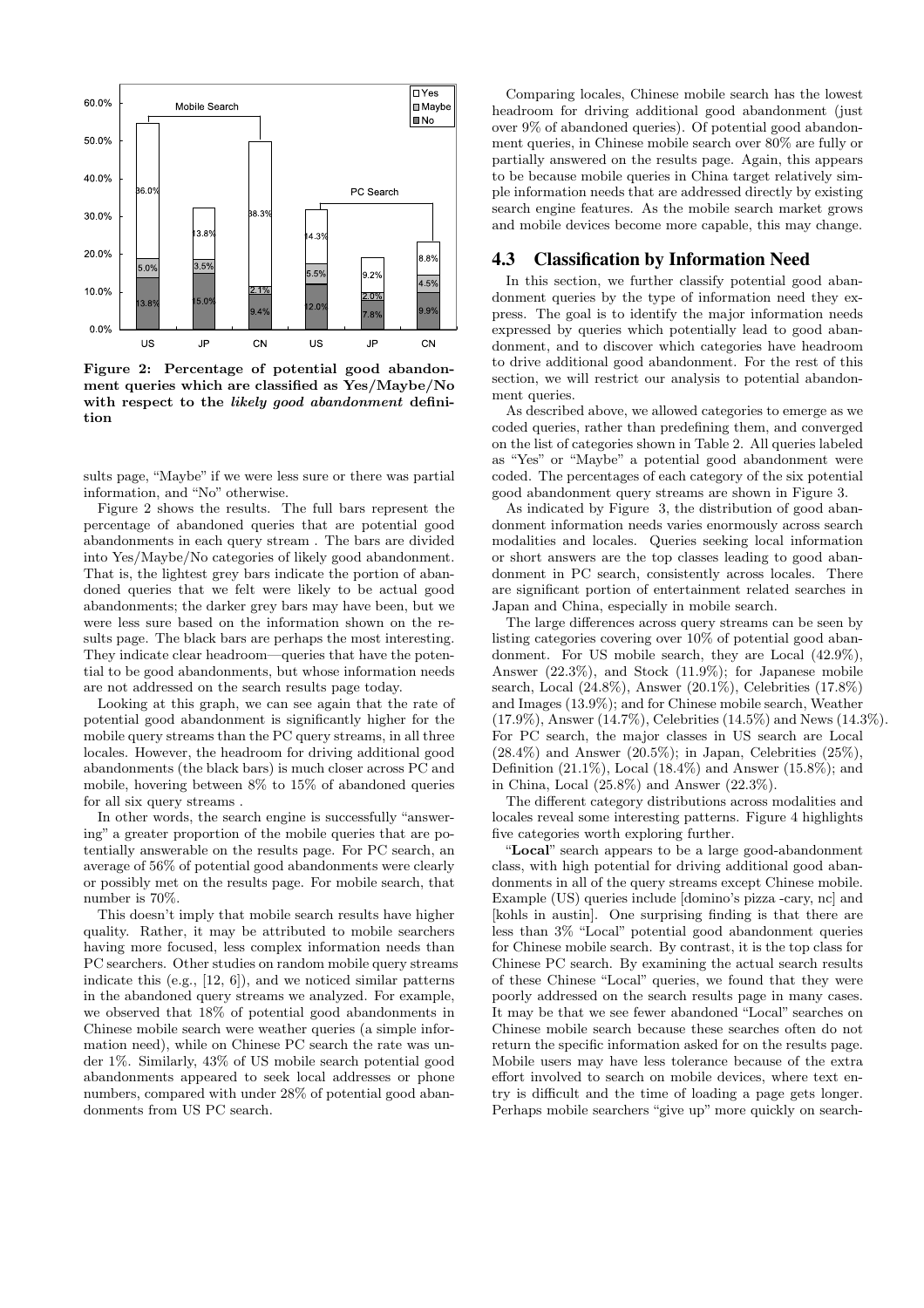Figure 2: Percentage of potential good abandonment queries which are classified as Yes/Maybe/No with respect to the *likely good abandonment* definition

sults page, "Maybe" if we were less sure or there was partial information, and "No" otherwise.

Figure 2 shows the results. The full bars represent the percentage of abandoned queries that are potential good abandonments in each query stream . The bars are divided into Yes/Maybe/No categories of likely good abandonment. That is, the lightest grey bars indicate the portion of abandoned queries that we felt were likely to be actual good abandonments; the darker grey bars may have been, but we were less sure based on the information shown on the results page. The black bars are perhaps the most interesting. They indicate clear headroom—queries that have the potential to be good abandonments, but whose information needs are not addressed on the search results page today.

Looking at this graph, we can see again that the rate of potential good abandonment is significantly higher for the mobile query streams than the PC query streams, in all three locales. However, the headroom for driving additional good abandonments (the black bars) is much closer across PC and mobile, hovering between 8% to 15% of abandoned queries for all six query streams .

In other words, the search engine is successfully "answering" a greater proportion of the mobile queries that are potentially answerable on the results page. For PC search, an average of 56% of potential good abandonments were clearly or possibly met on the results page. For mobile search, that number is 70%.

This doesn't imply that mobile search results have higher quality. Rather, it may be attributed to mobile searchers having more focused, less complex information needs than PC searchers. Other studies on random mobile query streams indicate this (e.g., [12, 6]), and we noticed similar patterns in the abandoned query streams we analyzed. For example, we observed that 18% of potential good abandonments in Chinese mobile search were weather queries (a simple information need), while on Chinese PC search the rate was under 1%. Similarly, 43% of US mobile search potential good abandonments appeared to seek local addresses or phone numbers, compared with under 28% of potential good abandonments from US PC search.

Comparing locales, Chinese mobile search has the lowest headroom for driving additional good abandonment (just over 9% of abandoned queries). Of potential good abandonment queries, in Chinese mobile search over 80% are fully or partially answered on the results page. Again, this appears to be because mobile queries in China target relatively simple information needs that are addressed directly by existing search engine features. As the mobile search market grows and mobile devices become more capable, this may change.

## 4.3 Classification by Information Need

In this section, we further classify potential good abandonment queries by the type of information need they express. The goal is to identify the major information needs expressed by queries which potentially lead to good abandonment, and to discover which categories have headroom to drive additional good abandonment. For the rest of this section, we will restrict our analysis to potential abandonment queries.

As described above, we allowed categories to emerge as we coded queries, rather than predefining them, and converged on the list of categories shown in Table 2. All queries labeled as "Yes" or "Maybe" a potential good abandonment were coded. The percentages of each category of the six potential good abandonment query streams are shown in Figure 3.

As indicated by Figure 3, the distribution of good abandonment information needs varies enormously across search modalities and locales. Queries seeking local information or short answers are the top classes leading to good abandonment in PC search, consistently across locales. There are significant portion of entertainment related searches in Japan and China, especially in mobile search.

The large differences across query streams can be seen by listing categories covering over 10% of potential good abandonment. For US mobile search, they are Local (42.9%), Answer (22.3%), and Stock (11.9%); for Japanese mobile search, Local (24.8%), Answer (20.1%), Celebrities (17.8%) and Images (13.9%); and for Chinese mobile search, Weather (17.9%), Answer (14.7%), Celebrities (14.5%) and News (14.3%). For PC search, the major classes in US search are Local (28.4%) and Answer (20.5%); in Japan, Celebrities (25%), Definition (21.1%), Local (18.4%) and Answer (15.8%); and in China, Local (25.8%) and Answer (22.3%).

The different category distributions across modalities and locales reveal some interesting patterns. Figure 4 highlights five categories worth exploring further.

"**Local**" search appears to be a large good-abandonment class, with high potential for driving additional good abandonments in all of the query streams except Chinese mobile. Example (US) queries include [domino's pizza -cary, nc] and [kohls in austin]. One surprising finding is that there are less than 3% "Local" potential good abandonment queries for Chinese mobile search. By contrast, it is the top class for Chinese PC search. By examining the actual search results of these Chinese "Local" queries, we found that they were poorly addressed on the search results page in many cases. It may be that we see fewer abandoned "Local" searches on Chinese mobile search because these searches often do not return the specific information asked for on the results page. Mobile users may have less tolerance because of the extra effort involved to search on mobile devices, where text entry is difficult and the time of loading a page gets longer. Perhaps mobile searchers "give up" more quickly on search-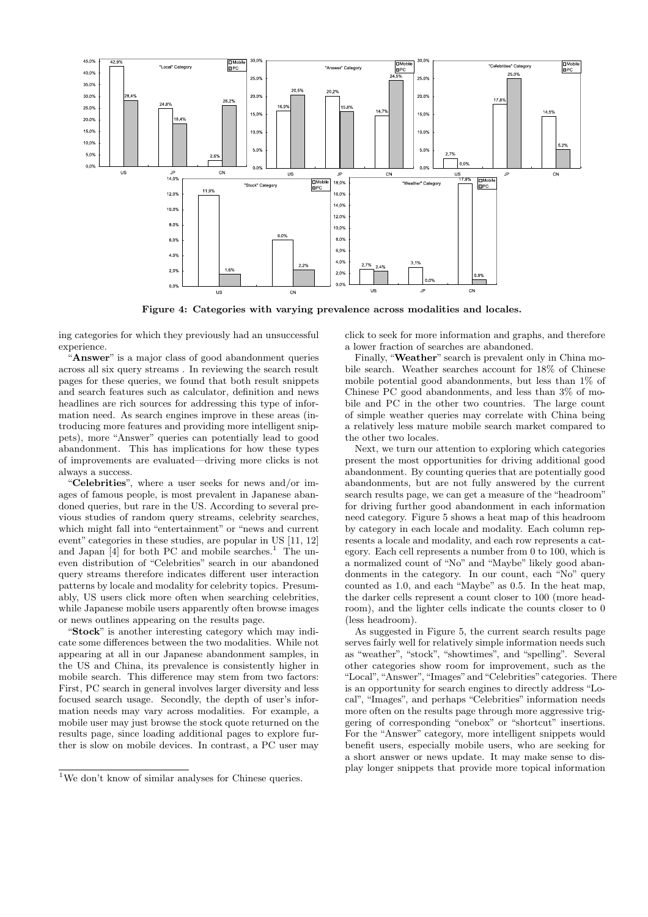**Figure 4: Categories with varying prevalence across modalities and locales.**

ing categories for which they previously had an unsuccessful experience.

"**Answer**" is a major class of good abandonment queries across all six query streams . In reviewing the search result pages for these queries, we found that both result snippets and search features such as calculator, definition and news headlines are rich sources for addressing this type of information need. As search engines improve in these areas (introducing more features and providing more intelligent snippets), more "Answer" queries can potentially lead to good abandonment. This has implications for how these types of improvements are evaluated—driving more clicks is not always a success.

"**Celebrities**", where a user seeks for news and/or images of famous people, is most prevalent in Japanese abandoned queries, but rare in the US. According to several previous studies of random query streams, celebrity searches, which might fall into "entertainment" or "news and current event" categories in these studies, are popular in US [11, 12] and Japan [4] for both PC and mobile searches.[1] The uneven distribution of "Celebrities" search in our abandoned query streams therefore indicates different user interaction patterns by locale and modality for celebrity topics. Presumably, US users click more often when searching celebrities, while Japanese mobile users apparently often browse images or news outlines appearing on the results page.

"**Stock**" is another interesting category which may indicate some differences between the two modalities. While not appearing at all in our Japanese abandonment samples, in the US and China, its prevalence is consistently higher in mobile search. This difference may stem from two factors: First, PC search in general involves larger diversity and less focused search usage. Secondly, the depth of user's information needs may vary across modalities. For example, a mobile user may just browse the stock quote returned on the results page, since loading additional pages to explore further is slow on mobile devices. In contrast, a PC user may click to seek for more information and graphs, and therefore a lower fraction of searches are abandoned.

Finally, "**Weather**" search is prevalent only in China mobile search. Weather searches account for 18% of Chinese mobile potential good abandonments, but less than 1% of Chinese PC good abandonments, and less than 3% of mobile and PC in the other two countries. The large count of simple weather queries may correlate with China being a relatively less mature mobile search market compared to the other two locales.

Next, we turn our attention to exploring which categories present the most opportunities for driving additional good abandonment. By counting queries that are potentially good abandonments, but are not fully answered by the current search results page, we can get a measure of the "headroom" for driving further good abandonment in each information need category. Figure 5 shows a heat map of this headroom by category in each locale and modality. Each column represents a locale and modality, and each row represents a category. Each cell represents a number from 0 to 100, which is a normalized count of "No" and "Maybe" likely good abandonments in the category. In our count, each "No" query counted as 1.0, and each "Maybe" as 0.5. In the heat map, the darker cells represent a count closer to 100 (more headroom), and the lighter cells indicate the counts closer to 0 (less headroom).

As suggested in Figure 5, the current search results page serves fairly well for relatively simple information needs such as "weather", "stock", "showtimes", and "spelling". Several other categories show room for improvement, such as the "Local", "Answer", "Images" and "Celebrities" categories. There is an opportunity for search engines to directly address "Local", "Images", and perhaps "Celebrities" information needs more often on the results page through more aggressive triggering of corresponding "onebox" or "shortcut" insertions. For the "Answer" category, more intelligent snippets would benefit users, especially mobile users, who are seeking for a short answer or news update. It may make sense to display longer snippets that provide more topical information

[1] We don't know of similar analyses for Chinese queries.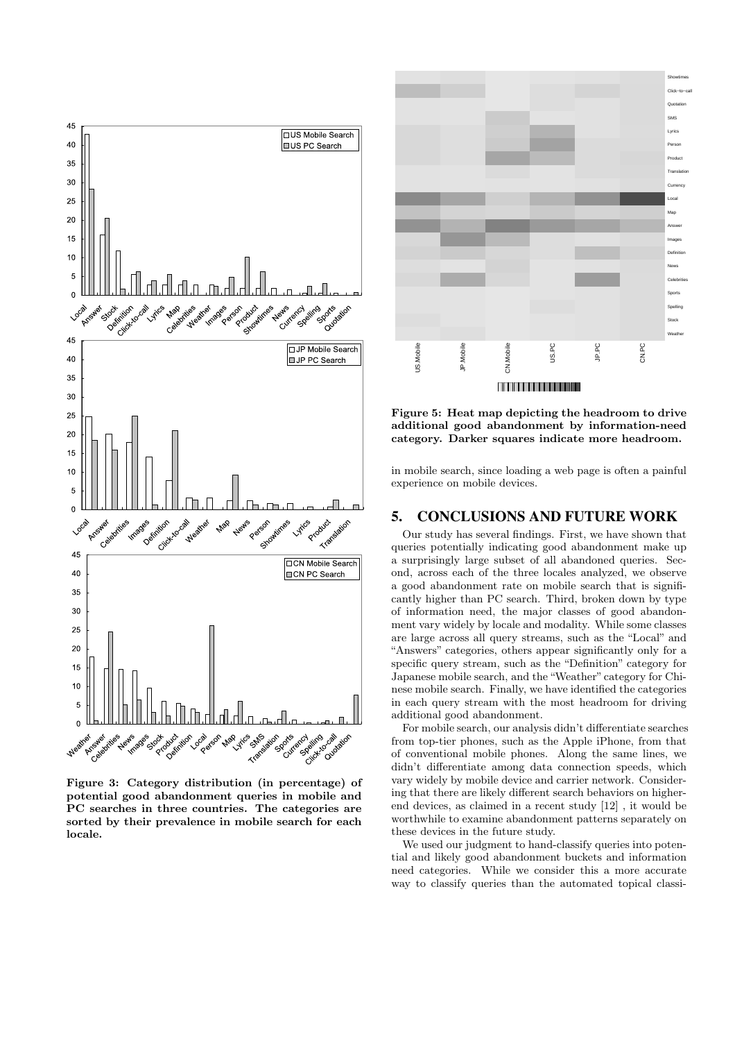**Figure 3: Category distribution (in percentage) of potential good abandonment queries in mobile and PC searches in three countries. The categories are sorted by their prevalence in mobile search for each locale.**

**Figure 5: Heat map depicting the headroom to drive additional good abandonment by information-need category. Darker squares indicate more headroom.**

in mobile search, since loading a web page is often a painful experience on mobile devices.

## 5. CONCLUSIONS AND FUTURE WORK

Our study has several findings. First, we have shown that queries potentially indicating good abandonment make up a surprisingly large subset of all abandoned queries. Second, across each of the three locales analyzed, we observe a good abandonment rate on mobile search that is significantly higher than PC search. Third, broken down by type of information need, the major classes of good abandonment vary widely by locale and modality. While some classes are large across all query streams, such as the "Local" and "Answers" categories, others appear significantly only for a specific query stream, such as the "Definition" category for Japanese mobile search, and the "Weather" category for Chinese mobile search. Finally, we have identified the categories in each query stream with the most headroom for driving additional good abandonment.

For mobile search, our analysis didn't differentiate searches from top-tier phones, such as the Apple iPhone, from that of conventional mobile phones. Along the same lines, we didn't differentiate among data connection speeds, which vary widely by mobile device and carrier network. Considering that there are likely different search behaviors on higher-end devices, as claimed in a recent study [12] , it would be worthwhile to examine abandonment patterns separately on these devices in the future study.

We used our judgment to hand-classify queries into potential and likely good abandonment buckets and information need categories. While we consider this a more accurate way to classify queries than the automated topical classi-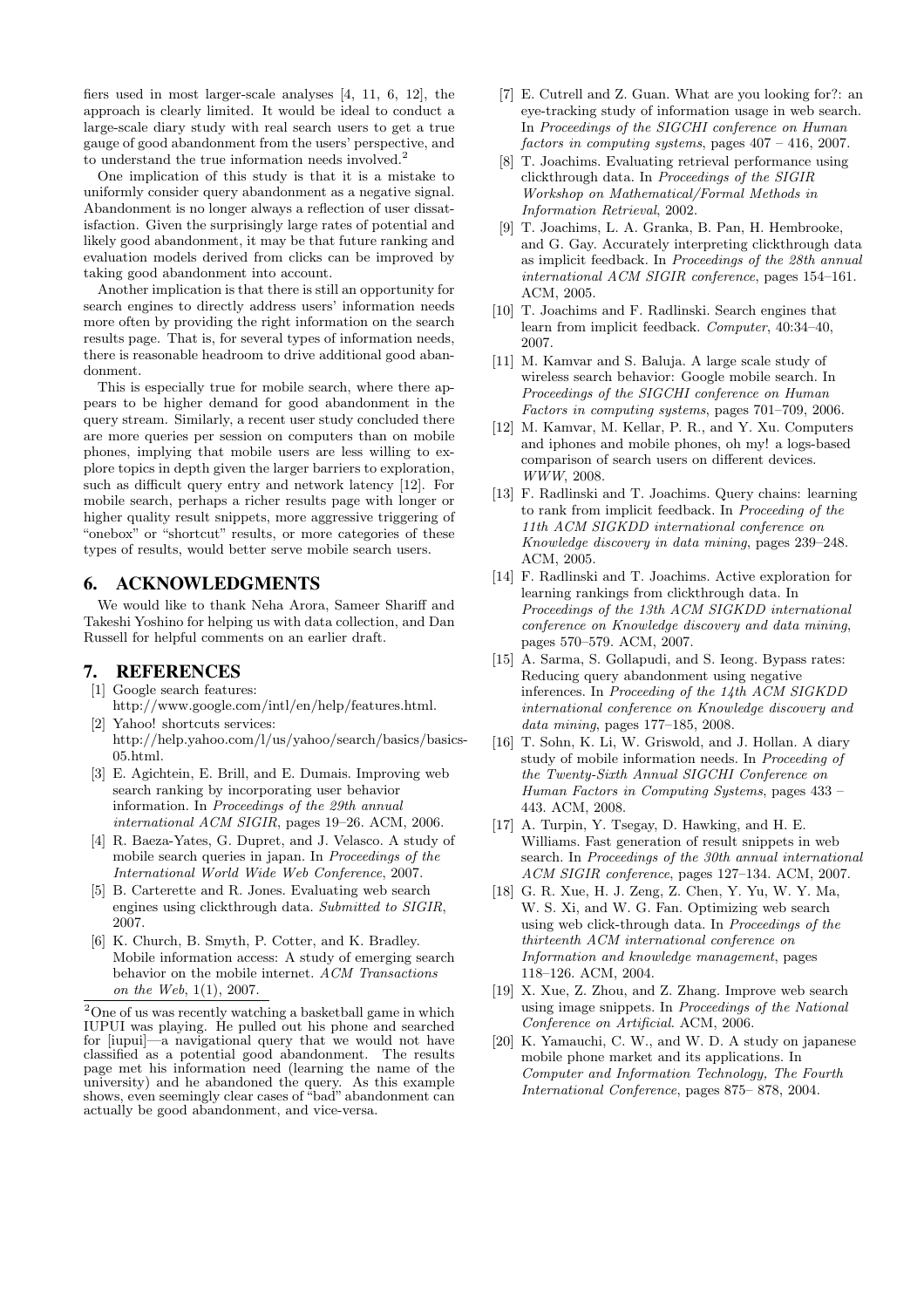fiers used in most larger-scale analyses [4, 11, 6, 12], the approach is clearly limited. It would be ideal to conduct a large-scale diary study with real search users to get a true gauge of good abandonment from the users' perspective, and to understand the true information needs involved.[2]

One implication of this study is that it is a mistake to uniformly consider query abandonment as a negative signal. Abandonment is no longer always a reflection of user dissatisfaction. Given the surprisingly large rates of potential and likely good abandonment, it may be that future ranking and evaluation models derived from clicks can be improved by taking good abandonment into account.

Another implication is that there is still an opportunity for search engines to directly address users' information needs more often by providing the right information on the search results page. That is, for several types of information needs, there is reasonable headroom to drive additional good abandonment.

This is especially true for mobile search, where there appears to be higher demand for good abandonment in the query stream. Similarly, a recent user study concluded there are more queries per session on computers than on mobile phones, implying that mobile users are less willing to explore topics in depth given the larger barriers to exploration, such as difficult query entry and network latency [12]. For mobile search, perhaps a richer results page with longer or higher quality result snippets, more aggressive triggering of "onebox" or "shortcut" results, or more categories of these types of results, would better serve mobile search users.

## 6. ACKNOWLEDGMENTS

We would like to thank Neha Arora, Sameer Shariff and Takeshi Yoshino for helping us with data collection, and Dan Russell for helpful comments on an earlier draft.

## 7. REFERENCES

[1] Google search features: http://www.google.com/intl/en/help/features.html.

[2] Yahoo! shortcuts services: http://help.yahoo.com/l/us/yahoo/search/basics/basics-05.html.

[3] E. Agichtein, E. Brill, and E. Dumais. Improving web search ranking by incorporating user behavior information. In *Proceedings of the 29th annual international ACM SIGIR*, pages 19–26. ACM, 2006.

[4] R. Baeza-Yates, G. Dupret, and J. Velasco. A study of mobile search queries in japan. In *Proceedings of the International World Wide Web Conference*, 2007.

[5] B. Carterette and R. Jones. Evaluating web search engines using clickthrough data. *Submitted to SIGIR*, 2007.

[6] K. Church, B. Smyth, P. Cotter, and K. Bradley. Mobile information access: A study of emerging search behavior on the mobile internet. *ACM Transactions on the Web*, 1(1), 2007.

[7] E. Cutrell and Z. Guan. What are you looking for?: an eye-tracking study of information usage in web search. In *Proceedings of the SIGCHI conference on Human factors in computing systems*, pages 407 – 416, 2007.

[8] T. Joachims. Evaluating retrieval performance using clickthrough data. In *Proceedings of the SIGIR Workshop on Mathematical/Formal Methods in Information Retrieval*, 2002.

[9] T. Joachims, L. A. Granka, B. Pan, H. Hembrooke, and G. Gay. Accurately interpreting clickthrough data as implicit feedback. In *Proceedings of the 28th annual international ACM SIGIR conference*, pages 154–161. ACM, 2005.

[10] T. Joachims and F. Radlinski. Search engines that learn from implicit feedback. *Computer*, 40:34–40, 2007.

[11] M. Kamvar and S. Baluja. A large scale study of wireless search behavior: Google mobile search. In *Proceedings of the SIGCHI conference on Human Factors in computing systems*, pages 701–709, 2006.

[12] M. Kamvar, M. Kellar, P. R., and Y. Xu. Computers and iphones and mobile phones, oh my! a logs-based comparison of search users on different devices. *WWW*, 2008.

[13] F. Radlinski and T. Joachims. Query chains: learning to rank from implicit feedback. In *Proceeding of the 11th ACM SIGKDD international conference on Knowledge discovery in data mining*, pages 239–248. ACM, 2005.

[14] F. Radlinski and T. Joachims. Active exploration for learning rankings from clickthrough data. In *Proceedings of the 13th ACM SIGKDD international conference on Knowledge discovery and data mining*, pages 570–579. ACM, 2007.

[15] A. Sarma, S. Gollapudi, and S. Ieong. Bypass rates: Reducing query abandonment using negative inferences. In *Proceeding of the 14th ACM SIGKDD international conference on Knowledge discovery and data mining*, pages 177–185, 2008.

[16] T. Sohn, K. Li, W. Griswold, and J. Hollan. A diary study of mobile information needs. In *Proceeding of the Twenty-Sixth Annual SIGCHI Conference on Human Factors in Computing Systems*, pages 433 – 443. ACM, 2008.

[17] A. Turpin, Y. Tsegay, D. Hawking, and H. E. Williams. Fast generation of result snippets in web search. In *Proceedings of the 30th annual international ACM SIGIR conference*, pages 127–134. ACM, 2007.

[18] G. R. Xue, H. J. Zeng, Z. Chen, Y. Yu, W. Y. Ma, W. S. Xi, and W. G. Fan. Optimizing web search using web click-through data. In *Proceedings of the thirteenth ACM international conference on Information and knowledge management*, pages 118–126. ACM, 2004.

[19] X. Xue, Z. Zhou, and Z. Zhang. Improve web search using image snippets. In *Proceedings of the National Conference on Artificial*. ACM, 2006.

[20] K. Yamauchi, C. W., and W. D. A study on japanese mobile phone market and its applications. In *Computer and Information Technology, The Fourth International Conference*, pages 875– 878, 2004.

[2] One of us was recently watching a basketball game in which IUPUI was playing. He pulled out his phone and searched for [iupui]—a navigational query that we would not have classified as a potential good abandonment. The results page met his information need (learning the name of the university) and he abandoned the query. As this example shows, even seemingly clear cases of "bad" abandonment can actually be good abandonment, and vice-versa.